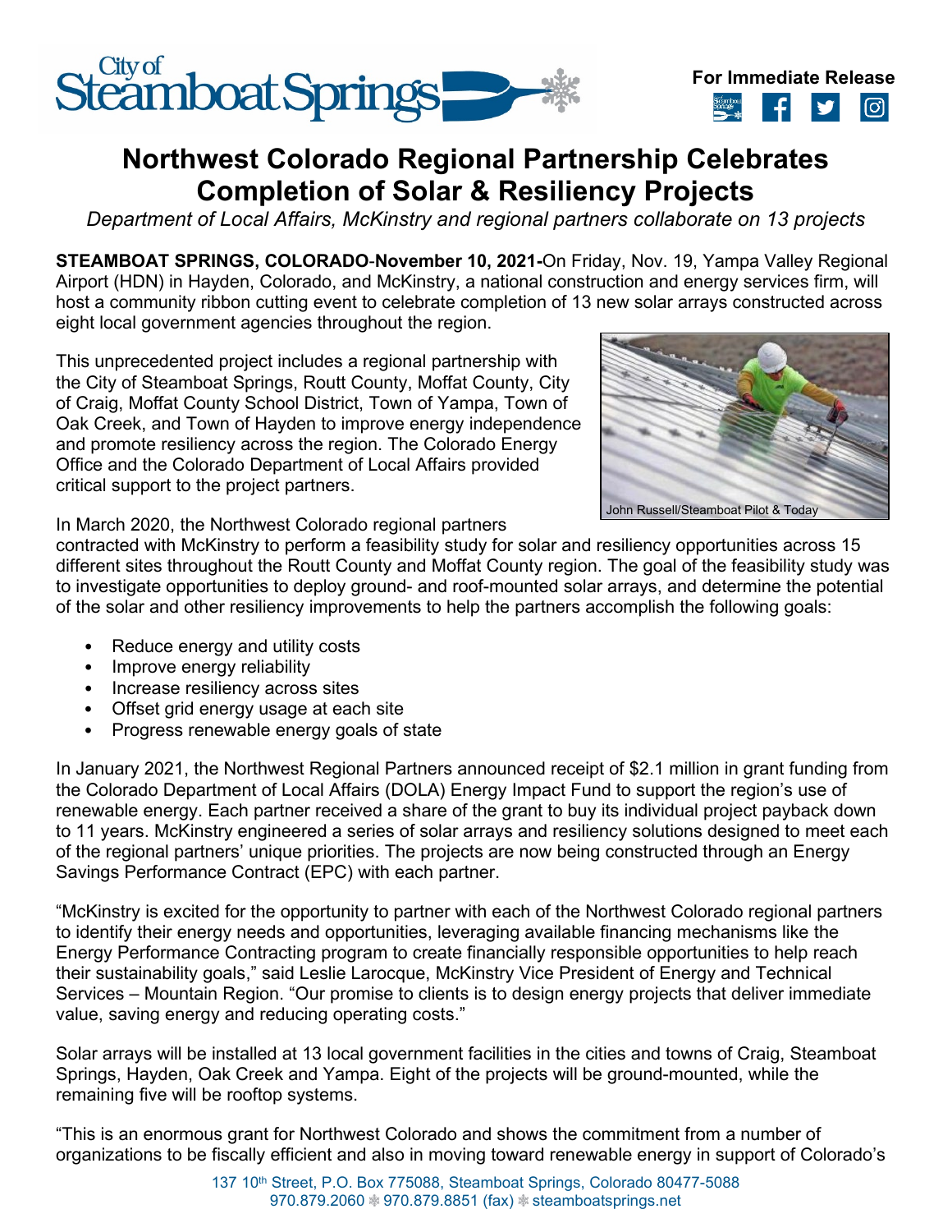**For Immediate Release**

# Northwest Colorado Regional Partnership Celebrates Completion of Solar & Resiliency Projects

*Department of Local Affairs, McKinstry and regional partners collaborate on 13 projects*

**STEAMBOAT SPRINGS, COLORADO-November 10, 2021-**On Friday, Nov. 19, Yampa Valley Regional Airport (HDN) in Hayden, Colorado, and McKinstry, a national construction and energy services firm, will host a community ribbon cutting event to celebrate completion of 13 new solar arrays constructed across eight local government agencies throughout the region.

This unprecedented project includes a regional partnership with the City of Steamboat Springs, Routt County, Moffat County, City of Craig, Moffat County School District, Town of Yampa, Town of Oak Creek, and Town of Hayden to improve energy independence and promote resiliency across the region. The Colorado Energy Office and the Colorado Department of Local Affairs provided critical support to the project partners.

John Russell/Steamboat Pilot & Today

In March 2020, the Northwest Colorado regional partners contracted with McKinstry to perform a feasibility study for solar and resiliency opportunities across 15 different sites throughout the Routt County and Moffat County region. The goal of the feasibility study was to investigate opportunities to deploy ground- and roof-mounted solar arrays, and determine the potential of the solar and other resiliency improvements to help the partners accomplish the following goals:

- Reduce energy and utility costs
- Improve energy reliability
- Increase resiliency across sites
- Offset grid energy usage at each site
- Progress renewable energy goals of state

In January 2021, the Northwest Regional Partners announced receipt of $2.1 million in grant funding from the Colorado Department of Local Affairs (DOLA) Energy Impact Fund to support the region's use of renewable energy. Each partner received a share of the grant to buy its individual project payback down to 11 years. McKinstry engineered a series of solar arrays and resiliency solutions designed to meet each of the regional partners' unique priorities. The projects are now being constructed through an Energy Savings Performance Contract (EPC) with each partner.

"McKinstry is excited for the opportunity to partner with each of the Northwest Colorado regional partners to identify their energy needs and opportunities, leveraging available financing mechanisms like the Energy Performance Contracting program to create financially responsible opportunities to help reach their sustainability goals," said Leslie Larocque, McKinstry Vice President of Energy and Technical Services – Mountain Region. "Our promise to clients is to design energy projects that deliver immediate value, saving energy and reducing operating costs."

Solar arrays will be installed at 13 local government facilities in the cities and towns of Craig, Steamboat Springs, Hayden, Oak Creek and Yampa. Eight of the projects will be ground-mounted, while the remaining five will be rooftop systems.

"This is an enormous grant for Northwest Colorado and shows the commitment from a number of organizations to be fiscally efficient and also in moving toward renewable energy in support of Colorado's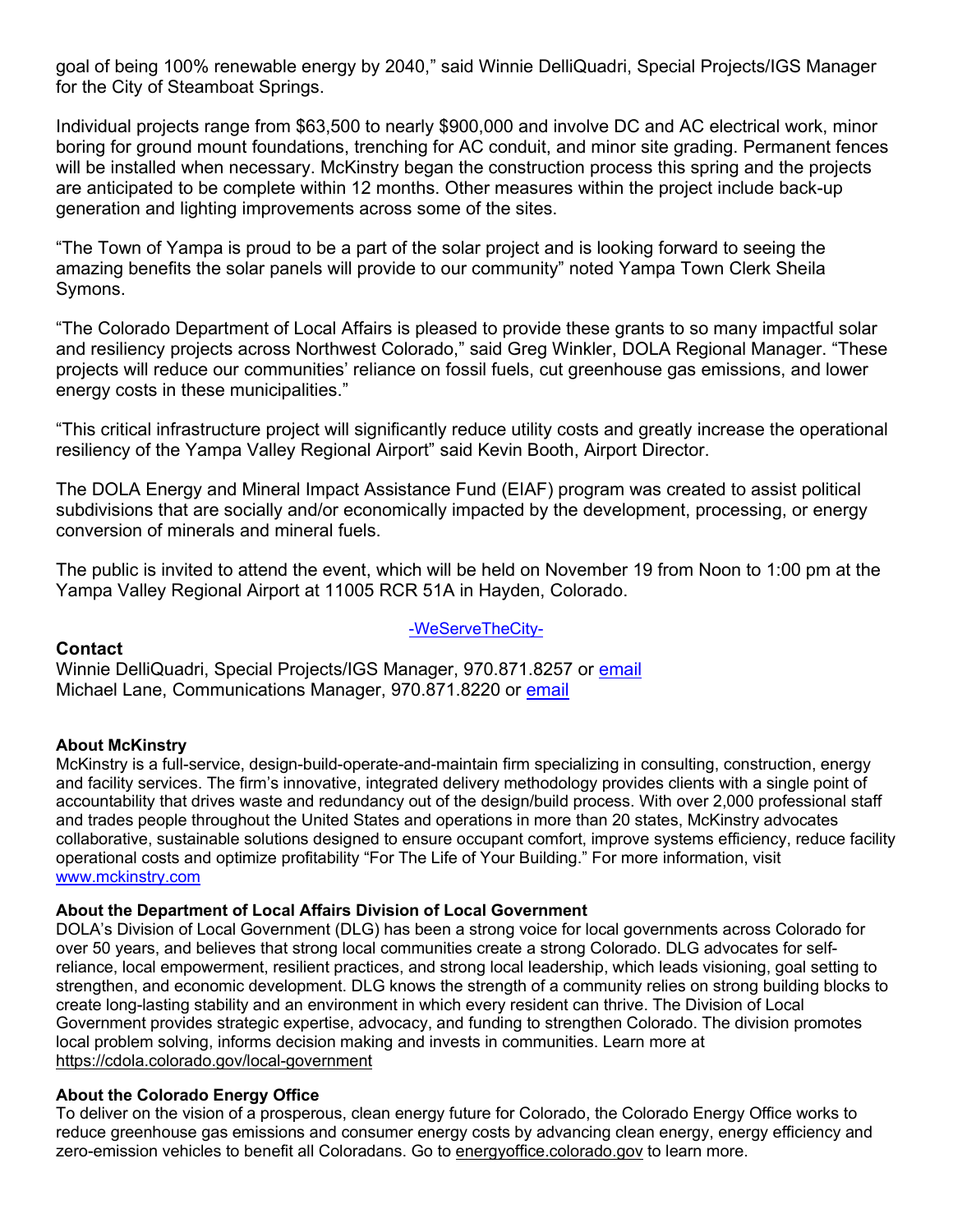goal of being 100% renewable energy by 2040," said Winnie DelliQuadri, Special Projects/IGS Manager for the City of Steamboat Springs.

Individual projects range from $63,500 to nearly $900,000 and involve DC and AC electrical work, minor boring for ground mount foundations, trenching for AC conduit, and minor site grading. Permanent fences will be installed when necessary. McKinstry began the construction process this spring and the projects are anticipated to be complete within 12 months. Other measures within the project include back-up generation and lighting improvements across some of the sites.

"The Town of Yampa is proud to be a part of the solar project and is looking forward to seeing the amazing benefits the solar panels will provide to our community" noted Yampa Town Clerk Sheila Symons.

"The Colorado Department of Local Affairs is pleased to provide these grants to so many impactful solar and resiliency projects across Northwest Colorado," said Greg Winkler, DOLA Regional Manager. "These projects will reduce our communities' reliance on fossil fuels, cut greenhouse gas emissions, and lower energy costs in these municipalities."

"This critical infrastructure project will significantly reduce utility costs and greatly increase the operational resiliency of the Yampa Valley Regional Airport" said Kevin Booth, Airport Director.

The DOLA Energy and Mineral Impact Assistance Fund (EIAF) program was created to assist political subdivisions that are socially and/or economically impacted by the development, processing, or energy conversion of minerals and mineral fuels.

The public is invited to attend the event, which will be held on November 19 from Noon to 1:00 pm at the Yampa Valley Regional Airport at 11005 RCR 51A in Hayden, Colorado.

-WeServeTheCity-

**Contact**
Winnie DelliQuadri, Special Projects/IGS Manager, 970.871.8257 or email
Michael Lane, Communications Manager, 970.871.8220 or email

**About McKinstry**
McKinstry is a full-service, design-build-operate-and-maintain firm specializing in consulting, construction, energy and facility services. The firm's innovative, integrated delivery methodology provides clients with a single point of accountability that drives waste and redundancy out of the design/build process. With over 2,000 professional staff and trades people throughout the United States and operations in more than 20 states, McKinstry advocates collaborative, sustainable solutions designed to ensure occupant comfort, improve systems efficiency, reduce facility operational costs and optimize profitability "For The Life of Your Building." For more information, visit www.mckinstry.com

**About the Department of Local Affairs Division of Local Government**
DOLA's Division of Local Government (DLG) has been a strong voice for local governments across Colorado for over 50 years, and believes that strong local communities create a strong Colorado. DLG advocates for self-reliance, local empowerment, resilient practices, and strong local leadership, which leads visioning, goal setting to strengthen, and economic development. DLG knows the strength of a community relies on strong building blocks to create long-lasting stability and an environment in which every resident can thrive. The Division of Local Government provides strategic expertise, advocacy, and funding to strengthen Colorado. The division promotes local problem solving, informs decision making and invests in communities. Learn more at https://cdola.colorado.gov/local-government

**About the Colorado Energy Office**
To deliver on the vision of a prosperous, clean energy future for Colorado, the Colorado Energy Office works to reduce greenhouse gas emissions and consumer energy costs by advancing clean energy, energy efficiency and zero-emission vehicles to benefit all Coloradans. Go to energyoffice.colorado.gov to learn more.